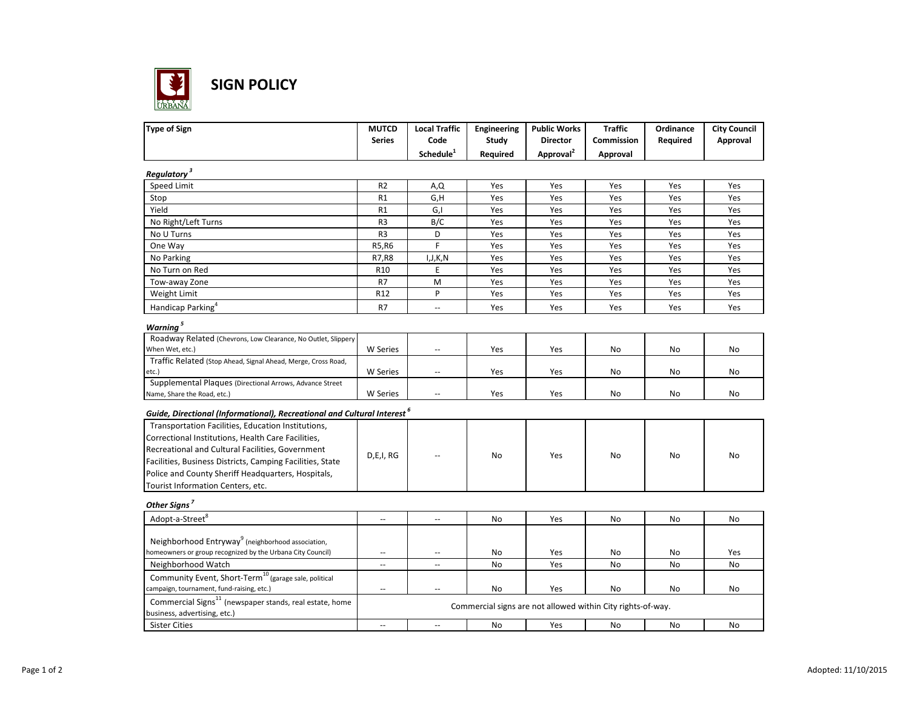# SIGN POLICY

| Type of Sign | MUTCD Series | Local Traffic Code Schedule[1] | Engineering Study Required | Public Works Director Approval[2] | Traffic Commission Approval | Ordinance Required | City Council Approval |
|---|---|---|---|---|---|---|---|
| ***Regulatory*** [3] | | | | | | | |
| Speed Limit | R2 | A,Q | Yes | Yes | Yes | Yes | Yes |
| Stop | R1 | G,H | Yes | Yes | Yes | Yes | Yes |
| Yield | R1 | G,I | Yes | Yes | Yes | Yes | Yes |
| No Right/Left Turns | R3 | B/C | Yes | Yes | Yes | Yes | Yes |
| No U Turns | R3 | D | Yes | Yes | Yes | Yes | Yes |
| One Way | R5,R6 | F | Yes | Yes | Yes | Yes | Yes |
| No Parking | R7,R8 | I,J,K,N | Yes | Yes | Yes | Yes | Yes |
| No Turn on Red | R10 | E | Yes | Yes | Yes | Yes | Yes |
| Tow-away Zone | R7 | M | Yes | Yes | Yes | Yes | Yes |
| Weight Limit | R12 | P | Yes | Yes | Yes | Yes | Yes |
| Handicap Parking[4] | R7 | -- | Yes | Yes | Yes | Yes | Yes |
| ***Warning*** [5] | | | | | | | |
| Roadway Related (Chevrons, Low Clearance, No Outlet, Slippery When Wet, etc.) | W Series | -- | Yes | Yes | No | No | No |
| Traffic Related (Stop Ahead, Signal Ahead, Merge, Cross Road, etc.) | W Series | -- | Yes | Yes | No | No | No |
| Supplemental Plaques (Directional Arrows, Advance Street Name, Share the Road, etc.) | W Series | -- | Yes | Yes | No | No | No |
| ***Guide, Directional (Informational), Recreational and Cultural Interest*** [6] | | | | | | | |
| Transportation Facilities, Education Institutions, Correctional Institutions, Health Care Facilities, Recreational and Cultural Facilities, Government Facilities, Business Districts, Camping Facilities, State Police and County Sheriff Headquarters, Hospitals, Tourist Information Centers, etc. | D,E,I, RG | -- | No | Yes | No | No | No |
| ***Other Signs*** [7] | | | | | | | |
| Adopt-a-Street[8] | -- | -- | No | Yes | No | No | No |
| Neighborhood Entryway[9] (neighborhood association, homeowners or group recognized by the Urbana City Council) | -- | -- | No | Yes | No | No | Yes |
| Neighborhood Watch | -- | -- | No | Yes | No | No | No |
| Community Event, Short-Term[10] (garage sale, political campaign, tournament, fund-raising, etc.) | -- | -- | No | Yes | No | No | No |
| Commercial Signs[11] (newspaper stands, real estate, home business, advertising, etc.) | Commercial signs are not allowed within City rights-of-way. | | | | | | |
| Sister Cities | -- | -- | No | Yes | No | No | No |

Adopted: 11/10/2015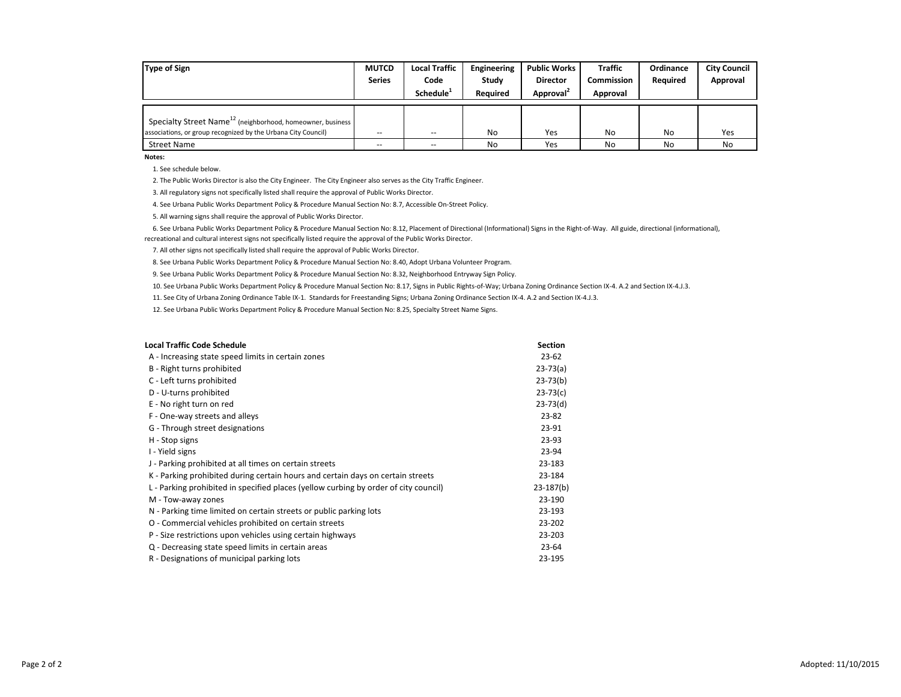| Type of Sign | MUTCD Series | Local Traffic Code Schedule[1] | Engineering Study Required | Public Works Director Approval[2] | Traffic Commission Approval | Ordinance Required | City Council Approval |
|---|---|---|---|---|---|---|---|
| Specialty Street Name[12] (neighborhood, homeowner, business associations, or group recognized by the Urbana City Council) | -- | -- | No | Yes | No | No | Yes |
| Street Name | -- | -- | No | Yes | No | No | No |

**Notes:**

1. See schedule below.
2. The Public Works Director is also the City Engineer. The City Engineer also serves as the City Traffic Engineer.
3. All regulatory signs not specifically listed shall require the approval of Public Works Director.
4. See Urbana Public Works Department Policy & Procedure Manual Section No: 8.7, Accessible On-Street Policy.
5. All warning signs shall require the approval of Public Works Director.
6. See Urbana Public Works Department Policy & Procedure Manual Section No: 8.12, Placement of Directional (Informational) Signs in the Right-of-Way. All guide, directional (informational), recreational and cultural interest signs not specifically listed require the approval of the Public Works Director.
7. All other signs not specifically listed shall require the approval of Public Works Director.
8. See Urbana Public Works Department Policy & Procedure Manual Section No: 8.40, Adopt Urbana Volunteer Program.
9. See Urbana Public Works Department Policy & Procedure Manual Section No: 8.32, Neighborhood Entryway Sign Policy.
10. See Urbana Public Works Department Policy & Procedure Manual Section No: 8.17, Signs in Public Rights-of-Way; Urbana Zoning Ordinance Section IX-4. A.2 and Section IX-4.J.3.
11. See City of Urbana Zoning Ordinance Table IX-1. Standards for Freestanding Signs; Urbana Zoning Ordinance Section IX-4. A.2 and Section IX-4.J.3.
12. See Urbana Public Works Department Policy & Procedure Manual Section No: 8.25, Specialty Street Name Signs.

| Local Traffic Code Schedule | Section |
|---|---|
| A - Increasing state speed limits in certain zones | 23-62 |
| B - Right turns prohibited | 23-73(a) |
| C - Left turns prohibited | 23-73(b) |
| D - U-turns prohibited | 23-73(c) |
| E - No right turn on red | 23-73(d) |
| F - One-way streets and alleys | 23-82 |
| G - Through street designations | 23-91 |
| H - Stop signs | 23-93 |
| I - Yield signs | 23-94 |
| J - Parking prohibited at all times on certain streets | 23-183 |
| K - Parking prohibited during certain hours and certain days on certain streets | 23-184 |
| L - Parking prohibited in specified places (yellow curbing by order of city council) | 23-187(b) |
| M - Tow-away zones | 23-190 |
| N - Parking time limited on certain streets or public parking lots | 23-193 |
| O - Commercial vehicles prohibited on certain streets | 23-202 |
| P - Size restrictions upon vehicles using certain highways | 23-203 |
| Q - Decreasing state speed limits in certain areas | 23-64 |
| R - Designations of municipal parking lots | 23-195 |

Adopted: 11/10/2015